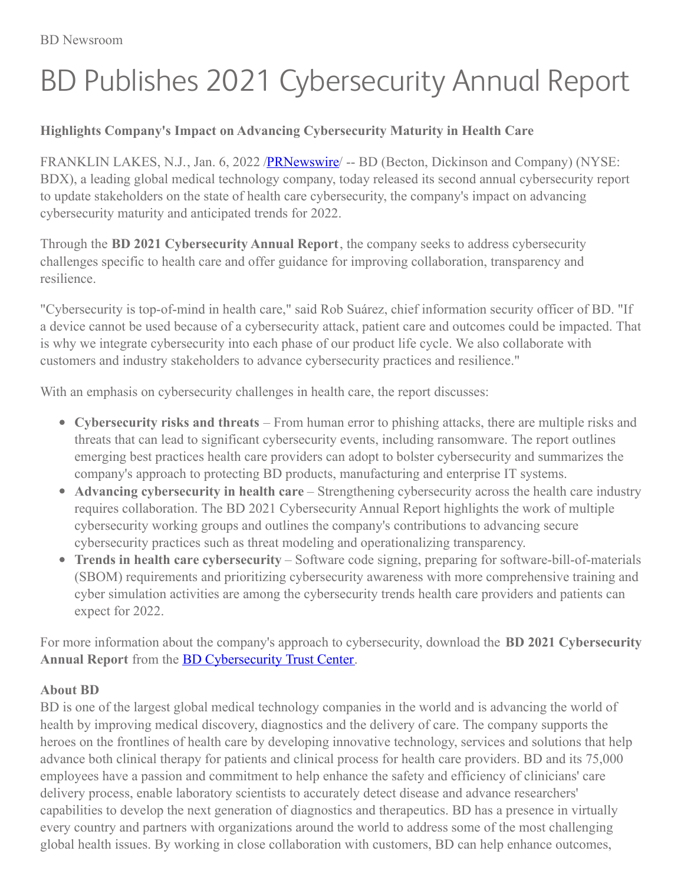BD Newsroom

# BD Publishes 2021 Cybersecurity Annual Report

**Highlights Company's Impact on Advancing Cybersecurity Maturity in Health Care**

FRANKLIN LAKES, N.J., Jan. 6, 2022 /PRNewswire/ -- BD (Becton, Dickinson and Company) (NYSE: BDX), a leading global medical technology company, today released its second annual cybersecurity report to update stakeholders on the state of health care cybersecurity, the company's impact on advancing cybersecurity maturity and anticipated trends for 2022.

Through the **BD 2021 Cybersecurity Annual Report**, the company seeks to address cybersecurity challenges specific to health care and offer guidance for improving collaboration, transparency and resilience.

"Cybersecurity is top-of-mind in health care," said Rob Suárez, chief information security officer of BD. "If a device cannot be used because of a cybersecurity attack, patient care and outcomes could be impacted. That is why we integrate cybersecurity into each phase of our product life cycle. We also collaborate with customers and industry stakeholders to advance cybersecurity practices and resilience."

With an emphasis on cybersecurity challenges in health care, the report discusses:

- **Cybersecurity risks and threats** – From human error to phishing attacks, there are multiple risks and threats that can lead to significant cybersecurity events, including ransomware. The report outlines emerging best practices health care providers can adopt to bolster cybersecurity and summarizes the company's approach to protecting BD products, manufacturing and enterprise IT systems.
- **Advancing cybersecurity in health care** – Strengthening cybersecurity across the health care industry requires collaboration. The BD 2021 Cybersecurity Annual Report highlights the work of multiple cybersecurity working groups and outlines the company's contributions to advancing secure cybersecurity practices such as threat modeling and operationalizing transparency.
- **Trends in health care cybersecurity** – Software code signing, preparing for software-bill-of-materials (SBOM) requirements and prioritizing cybersecurity awareness with more comprehensive training and cyber simulation activities are among the cybersecurity trends health care providers and patients can expect for 2022.

For more information about the company's approach to cybersecurity, download the **BD 2021 Cybersecurity Annual Report** from the BD Cybersecurity Trust Center.

**About BD**

BD is one of the largest global medical technology companies in the world and is advancing the world of health by improving medical discovery, diagnostics and the delivery of care. The company supports the heroes on the frontlines of health care by developing innovative technology, services and solutions that help advance both clinical therapy for patients and clinical process for health care providers. BD and its 75,000 employees have a passion and commitment to help enhance the safety and efficiency of clinicians' care delivery process, enable laboratory scientists to accurately detect disease and advance researchers' capabilities to develop the next generation of diagnostics and therapeutics. BD has a presence in virtually every country and partners with organizations around the world to address some of the most challenging global health issues. By working in close collaboration with customers, BD can help enhance outcomes,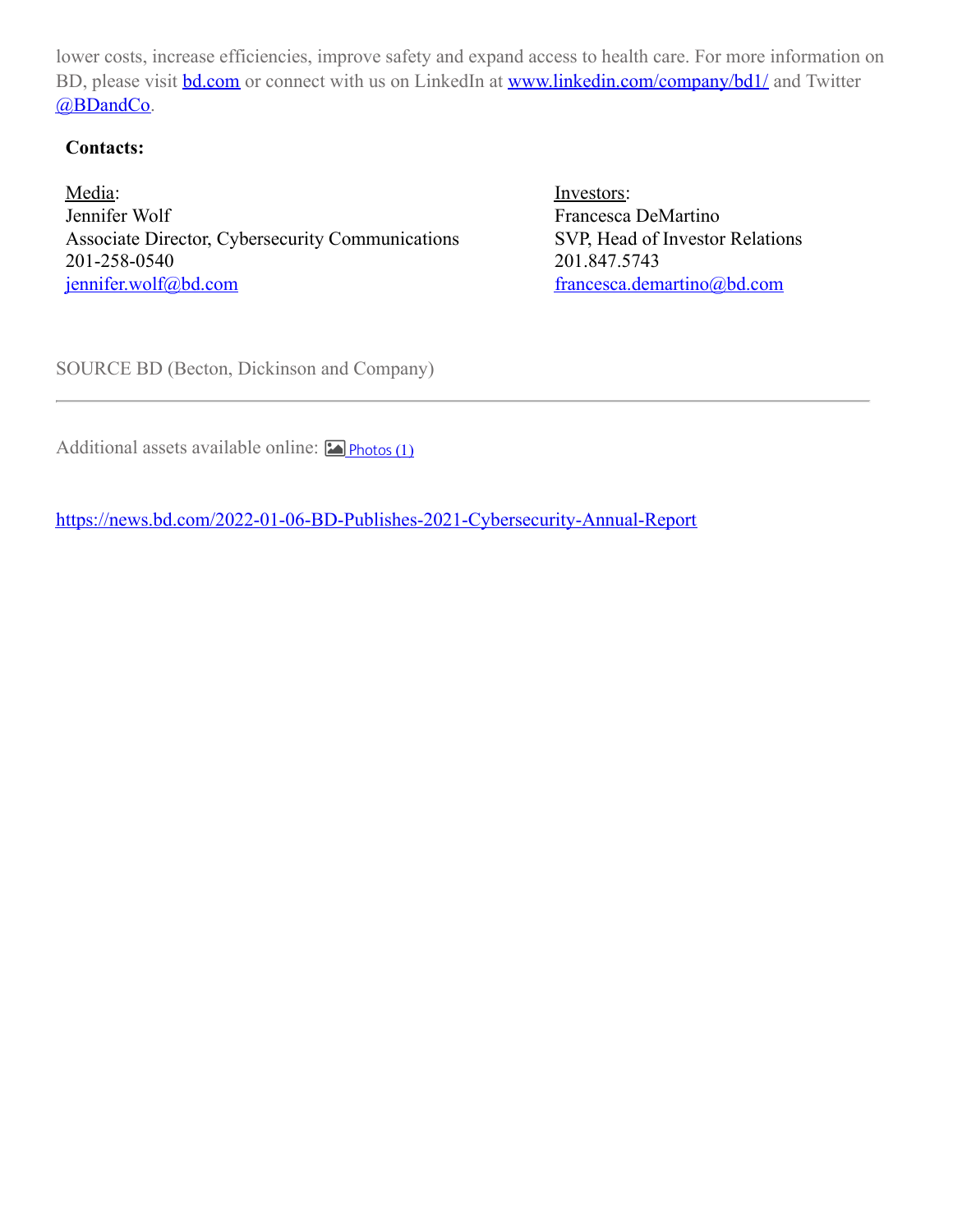lower costs, increase efficiencies, improve safety and expand access to health care. For more information on BD, please visit bd.com or connect with us on LinkedIn at www.linkedin.com/company/bd1/ and Twitter @BDandCo.

**Contacts:**

Media:
Jennifer Wolf
Associate Director, Cybersecurity Communications
201-258-0540
jennifer.wolf@bd.com

Investors:
Francesca DeMartino
SVP, Head of Investor Relations
201.847.5743
francesca.demartino@bd.com

SOURCE BD (Becton, Dickinson and Company)

---

Additional assets available online: Photos (1)

https://news.bd.com/2022-01-06-BD-Publishes-2021-Cybersecurity-Annual-Report